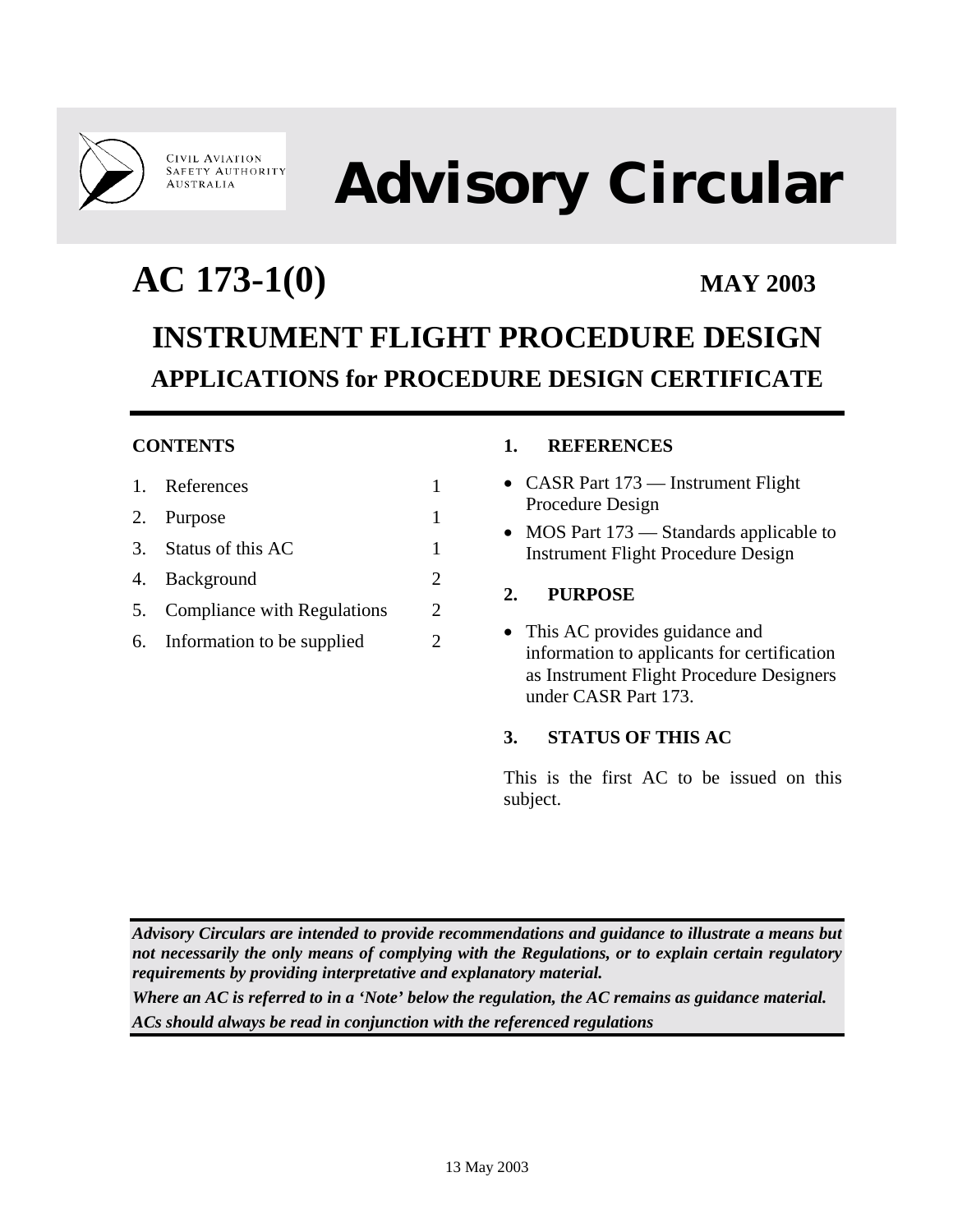CIVIL AVIATION SAFETY AUTHORITY AUSTRALIA

# Advisory Circular

# AC 173-1(0) MAY 2003

## INSTRUMENT FLIGHT PROCEDURE DESIGN

### APPLICATIONS for PROCEDURE DESIGN CERTIFICATE

**CONTENTS**

| | | |
|---|---|---|
| 1. | References | 1 |
| 2. | Purpose | 1 |
| 3. | Status of this AC | 1 |
| 4. | Background | 2 |
| 5. | Compliance with Regulations | 2 |
| 6. | Information to be supplied | 2 |

**1. REFERENCES**

- CASR Part 173 — Instrument Flight Procedure Design
- MOS Part 173 — Standards applicable to Instrument Flight Procedure Design

**2. PURPOSE**

- This AC provides guidance and information to applicants for certification as Instrument Flight Procedure Designers under CASR Part 173.

**3. STATUS OF THIS AC**

This is the first AC to be issued on this subject.

***Advisory Circulars are intended to provide recommendations and guidance to illustrate a means but not necessarily the only means of complying with the Regulations, or to explain certain regulatory requirements by providing interpretative and explanatory material.***

***Where an AC is referred to in a 'Note' below the regulation, the AC remains as guidance material.***

***ACs should always be read in conjunction with the referenced regulations***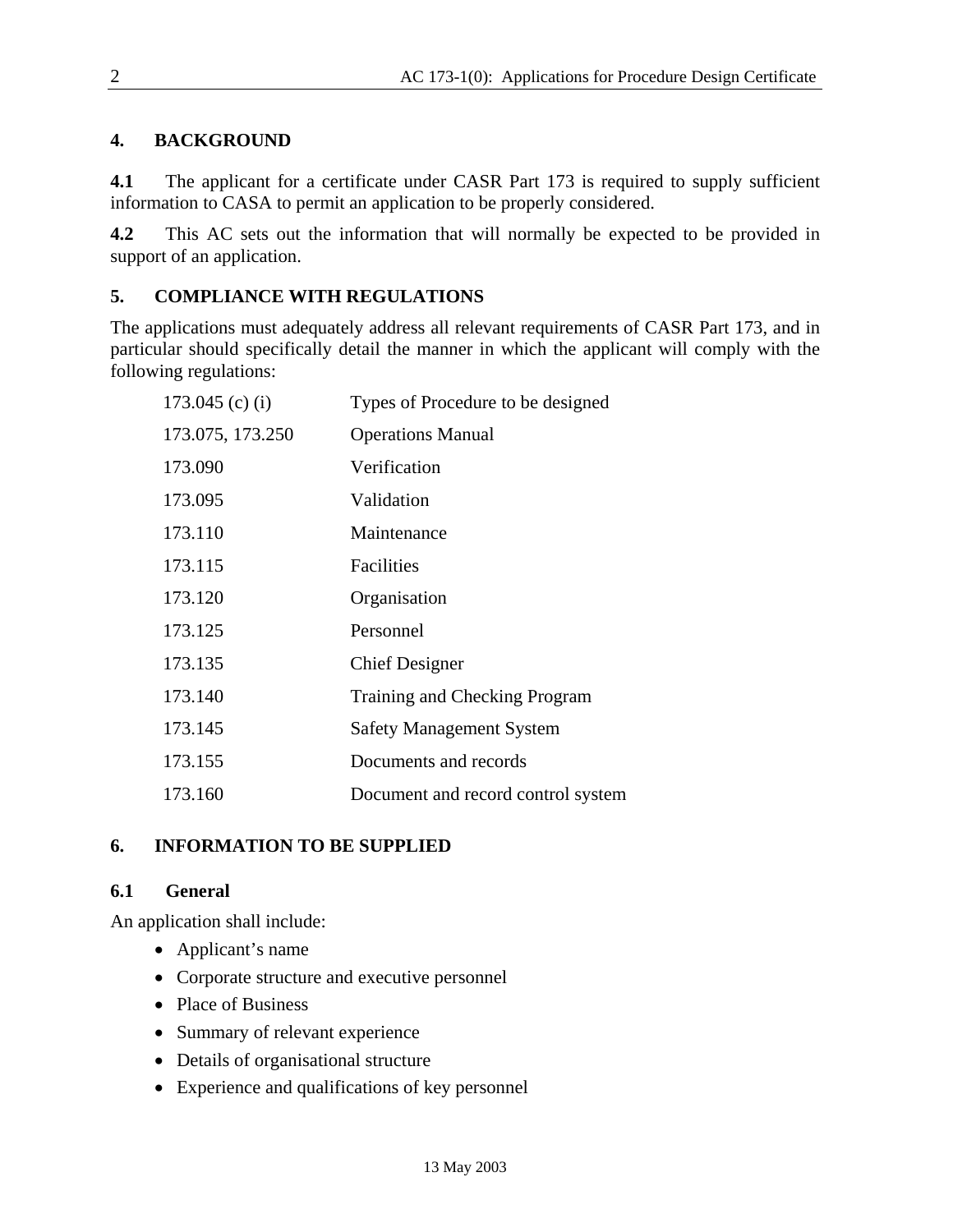## 4. BACKGROUND

**4.1** The applicant for a certificate under CASR Part 173 is required to supply sufficient information to CASA to permit an application to be properly considered.

**4.2** This AC sets out the information that will normally be expected to be provided in support of an application.

## 5. COMPLIANCE WITH REGULATIONS

The applications must adequately address all relevant requirements of CASR Part 173, and in particular should specifically detail the manner in which the applicant will comply with the following regulations:

| | |
|---|---|
| 173.045 (c) (i) | Types of Procedure to be designed |
| 173.075, 173.250 | Operations Manual |
| 173.090 | Verification |
| 173.095 | Validation |
| 173.110 | Maintenance |
| 173.115 | Facilities |
| 173.120 | Organisation |
| 173.125 | Personnel |
| 173.135 | Chief Designer |
| 173.140 | Training and Checking Program |
| 173.145 | Safety Management System |
| 173.155 | Documents and records |
| 173.160 | Document and record control system |

## 6. INFORMATION TO BE SUPPLIED

### 6.1 General

An application shall include:

- Applicant's name
- Corporate structure and executive personnel
- Place of Business
- Summary of relevant experience
- Details of organisational structure
- Experience and qualifications of key personnel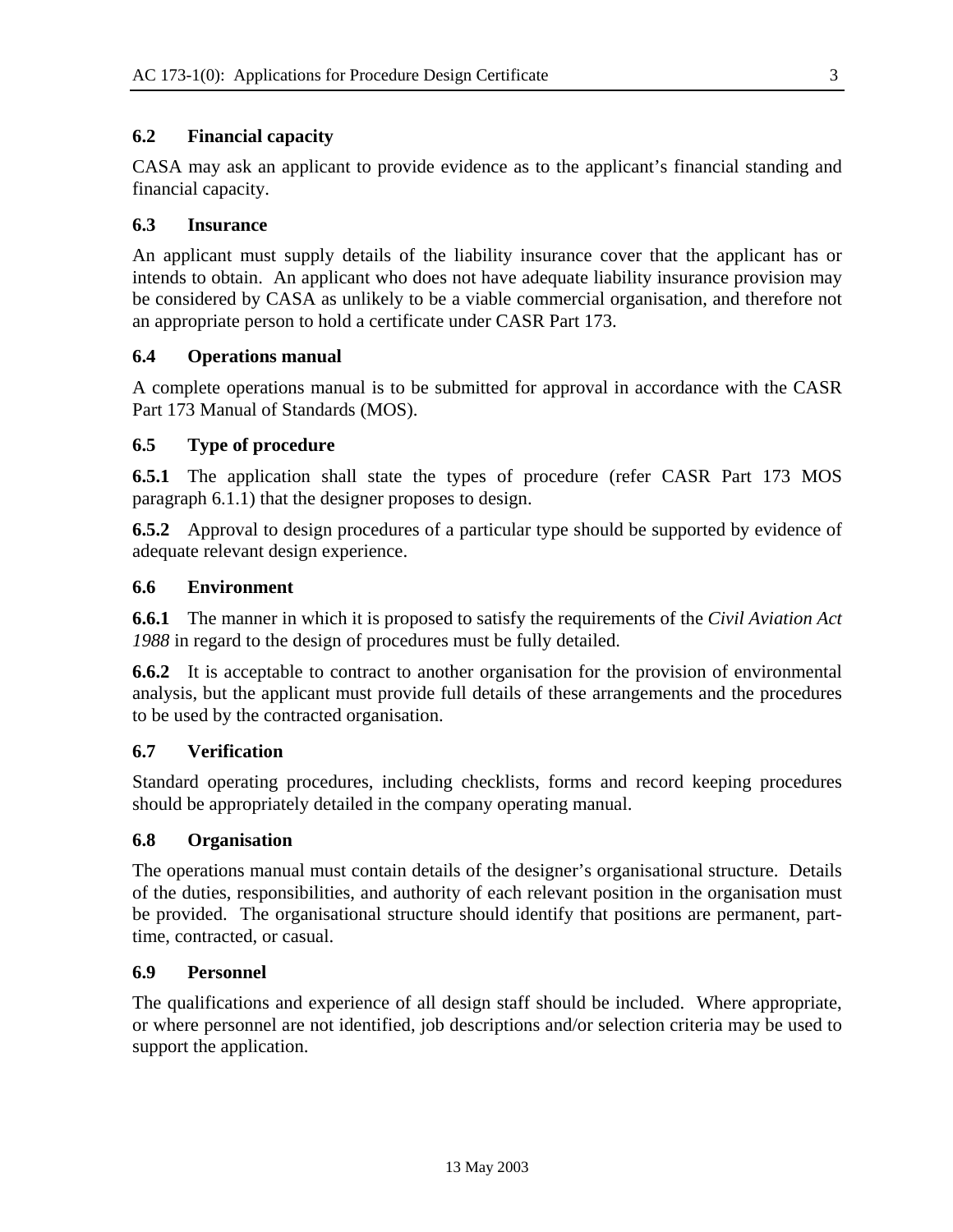### 6.2 Financial capacity

CASA may ask an applicant to provide evidence as to the applicant's financial standing and financial capacity.

### 6.3 Insurance

An applicant must supply details of the liability insurance cover that the applicant has or intends to obtain. An applicant who does not have adequate liability insurance provision may be considered by CASA as unlikely to be a viable commercial organisation, and therefore not an appropriate person to hold a certificate under CASR Part 173.

### 6.4 Operations manual

A complete operations manual is to be submitted for approval in accordance with the CASR Part 173 Manual of Standards (MOS).

### 6.5 Type of procedure

**6.5.1** The application shall state the types of procedure (refer CASR Part 173 MOS paragraph 6.1.1) that the designer proposes to design.

**6.5.2** Approval to design procedures of a particular type should be supported by evidence of adequate relevant design experience.

### 6.6 Environment

**6.6.1** The manner in which it is proposed to satisfy the requirements of the *Civil Aviation Act 1988* in regard to the design of procedures must be fully detailed.

**6.6.2** It is acceptable to contract to another organisation for the provision of environmental analysis, but the applicant must provide full details of these arrangements and the procedures to be used by the contracted organisation.

### 6.7 Verification

Standard operating procedures, including checklists, forms and record keeping procedures should be appropriately detailed in the company operating manual.

### 6.8 Organisation

The operations manual must contain details of the designer's organisational structure. Details of the duties, responsibilities, and authority of each relevant position in the organisation must be provided. The organisational structure should identify that positions are permanent, part-time, contracted, or casual.

### 6.9 Personnel

The qualifications and experience of all design staff should be included. Where appropriate, or where personnel are not identified, job descriptions and/or selection criteria may be used to support the application.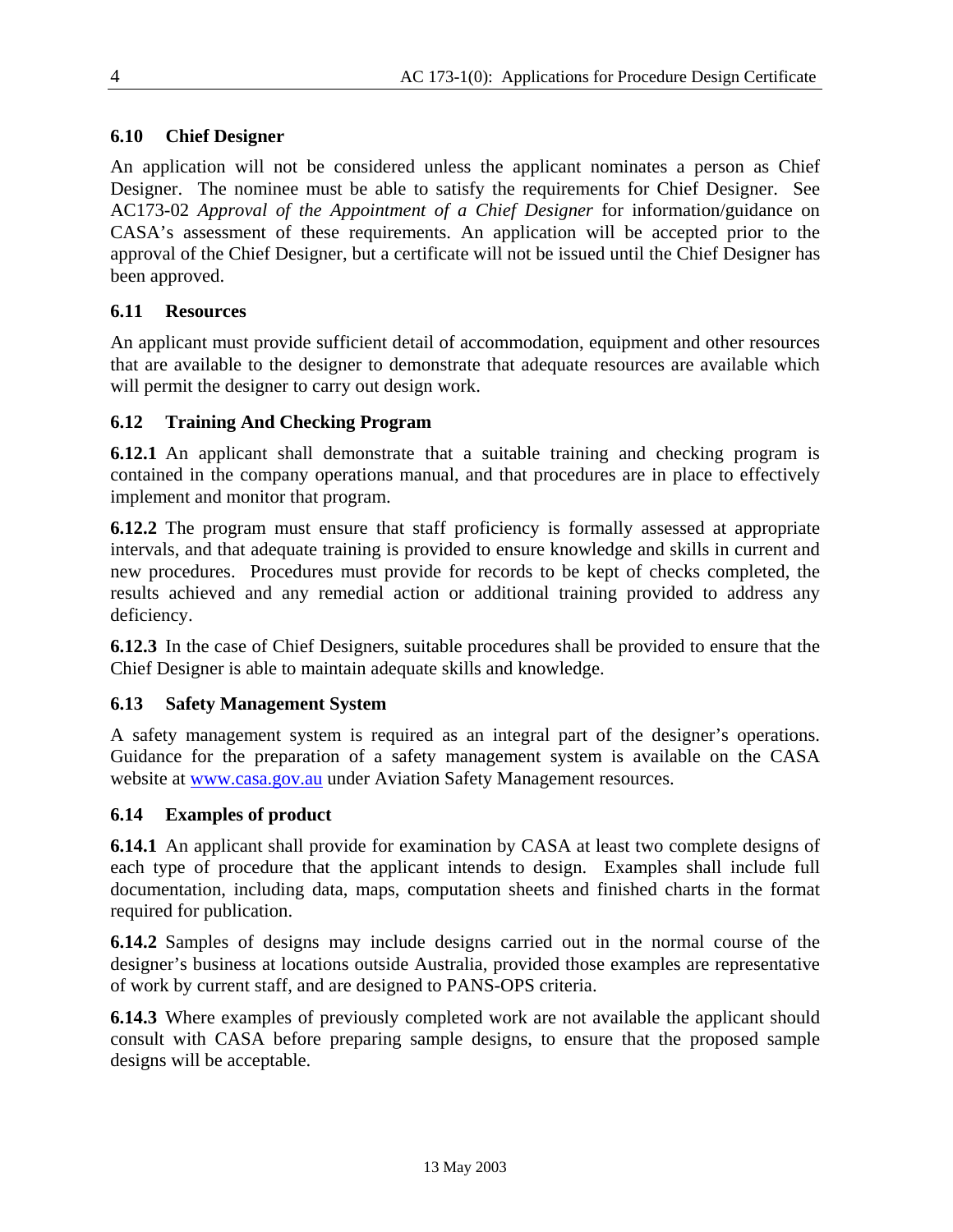### 6.10 Chief Designer

An application will not be considered unless the applicant nominates a person as Chief Designer. The nominee must be able to satisfy the requirements for Chief Designer. See AC173-02 *Approval of the Appointment of a Chief Designer* for information/guidance on CASA's assessment of these requirements. An application will be accepted prior to the approval of the Chief Designer, but a certificate will not be issued until the Chief Designer has been approved.

### 6.11 Resources

An applicant must provide sufficient detail of accommodation, equipment and other resources that are available to the designer to demonstrate that adequate resources are available which will permit the designer to carry out design work.

### 6.12 Training And Checking Program

**6.12.1** An applicant shall demonstrate that a suitable training and checking program is contained in the company operations manual, and that procedures are in place to effectively implement and monitor that program.

**6.12.2** The program must ensure that staff proficiency is formally assessed at appropriate intervals, and that adequate training is provided to ensure knowledge and skills in current and new procedures. Procedures must provide for records to be kept of checks completed, the results achieved and any remedial action or additional training provided to address any deficiency.

**6.12.3** In the case of Chief Designers, suitable procedures shall be provided to ensure that the Chief Designer is able to maintain adequate skills and knowledge.

### 6.13 Safety Management System

A safety management system is required as an integral part of the designer's operations. Guidance for the preparation of a safety management system is available on the CASA website at [www.casa.gov.au](http://www.casa.gov.au) under Aviation Safety Management resources.

### 6.14 Examples of product

**6.14.1** An applicant shall provide for examination by CASA at least two complete designs of each type of procedure that the applicant intends to design. Examples shall include full documentation, including data, maps, computation sheets and finished charts in the format required for publication.

**6.14.2** Samples of designs may include designs carried out in the normal course of the designer's business at locations outside Australia, provided those examples are representative of work by current staff, and are designed to PANS-OPS criteria.

**6.14.3** Where examples of previously completed work are not available the applicant should consult with CASA before preparing sample designs, to ensure that the proposed sample designs will be acceptable.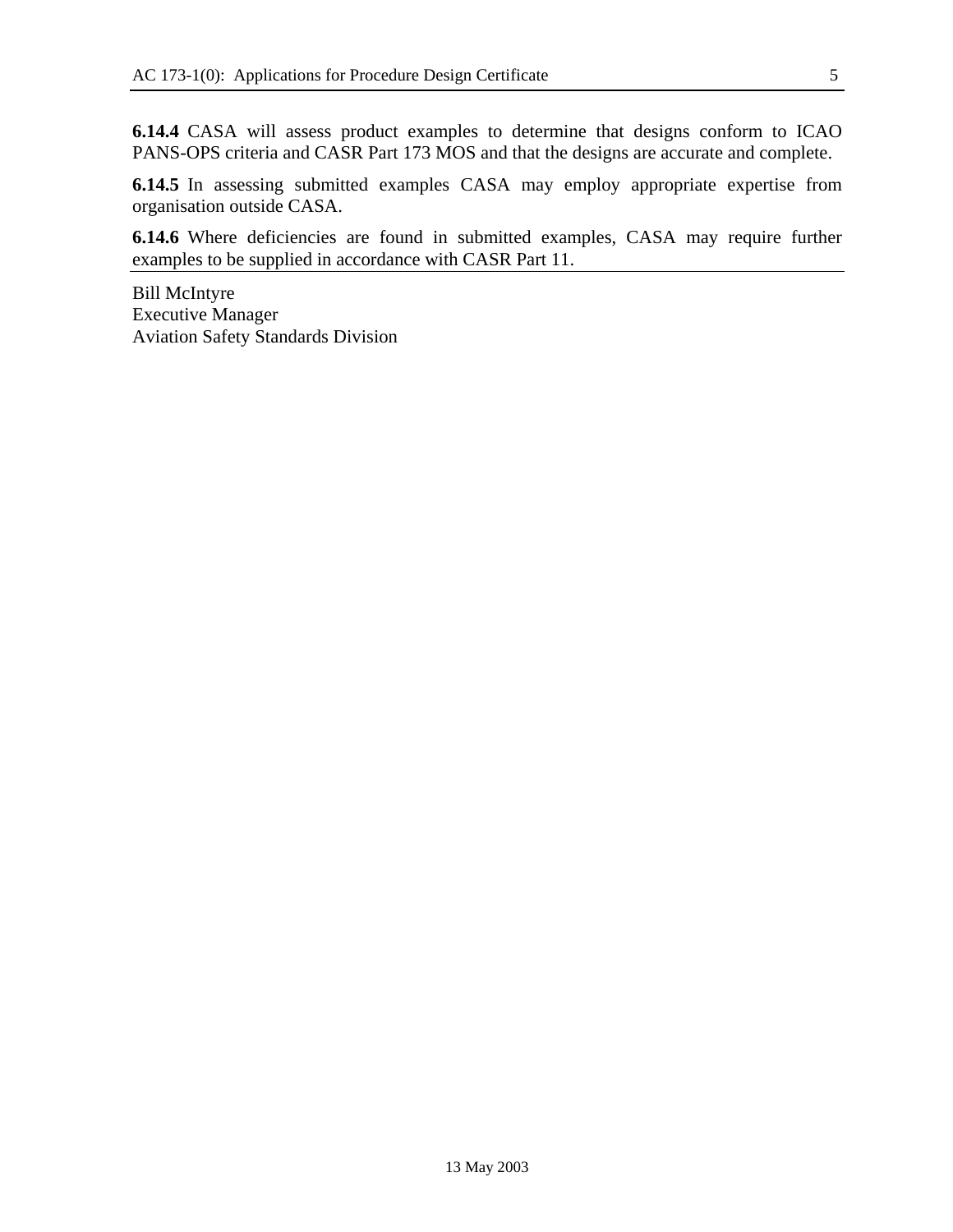**6.14.4** CASA will assess product examples to determine that designs conform to ICAO PANS-OPS criteria and CASR Part 173 MOS and that the designs are accurate and complete.

**6.14.5** In assessing submitted examples CASA may employ appropriate expertise from organisation outside CASA.

**6.14.6** Where deficiencies are found in submitted examples, CASA may require further examples to be supplied in accordance with CASR Part 11.

---

Bill McIntyre
Executive Manager
Aviation Safety Standards Division